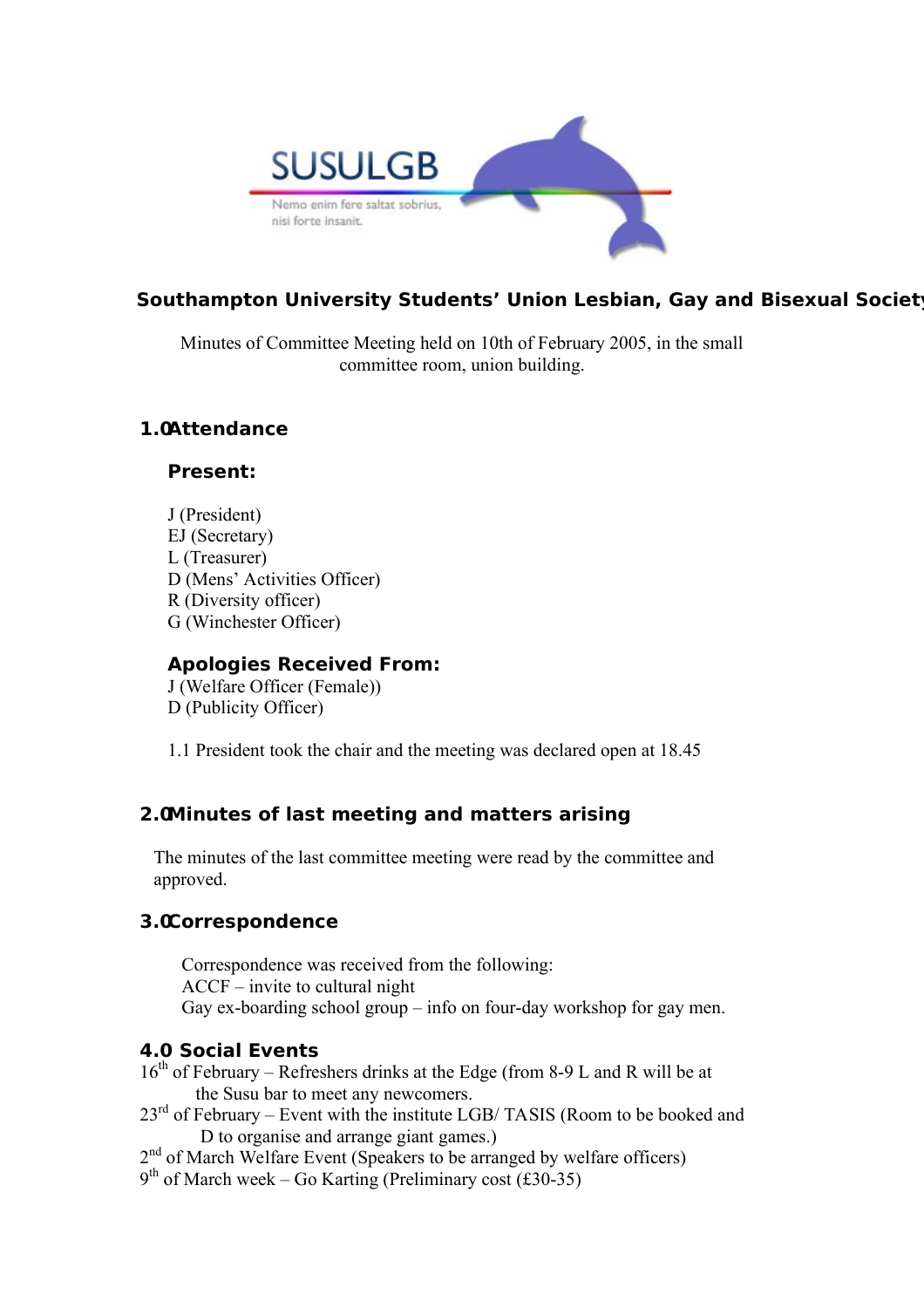SUSULGB

Nemo enim fere saltat sobrius, nisi forte insanit.

# Southampton University Students' Union Lesbian, Gay and Bisexual Society

Minutes of Committee Meeting held on 10th of February 2005, in the small committee room, union building.

## 1.0 Attendance

### Present:

J (President)
EJ (Secretary)
L (Treasurer)
D (Mens' Activities Officer)
R (Diversity officer)
G (Winchester Officer)

### Apologies Received From:

J (Welfare Officer (Female))
D (Publicity Officer)

1.1 President took the chair and the meeting was declared open at 18.45

## 2.0 Minutes of last meeting and matters arising

The minutes of the last committee meeting were read by the committee and approved.

## 3.0 Correspondence

Correspondence was received from the following:
ACCF – invite to cultural night
Gay ex-boarding school group – info on four-day workshop for gay men.

## 4.0 Social Events

16th of February – Refreshers drinks at the Edge (from 8-9 L and R will be at the Susu bar to meet any newcomers.
23rd of February – Event with the institute LGB/ TASIS (Room to be booked and D to organise and arrange giant games.)
2nd of March Welfare Event (Speakers to be arranged by welfare officers)
9th of March week – Go Karting (Preliminary cost (£30-35)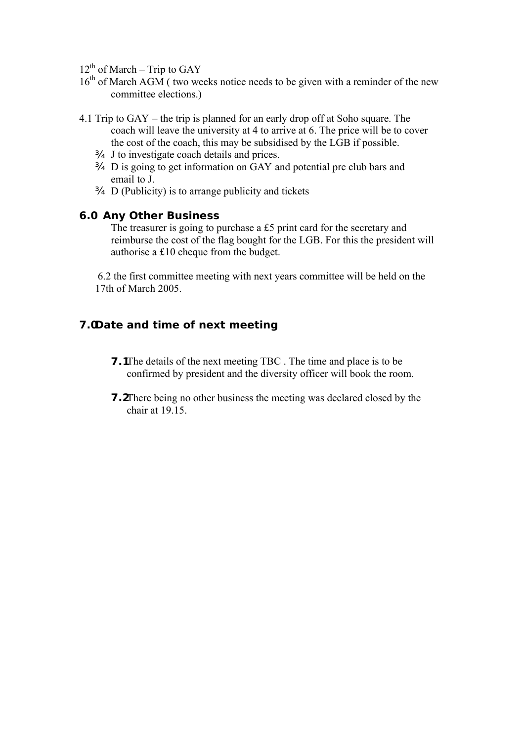12th of March – Trip to GAY

16th of March AGM ( two weeks notice needs to be given with a reminder of the new committee elections.)

4.1 Trip to GAY – the trip is planned for an early drop off at Soho square. The coach will leave the university at 4 to arrive at 6. The price will be to cover the cost of the coach, this may be subsidised by the LGB if possible.

- J to investigate coach details and prices.
- D is going to get information on GAY and potential pre club bars and email to J.
- D (Publicity) is to arrange publicity and tickets

## 6.0 Any Other Business

The treasurer is going to purchase a £5 print card for the secretary and reimburse the cost of the flag bought for the LGB. For this the president will authorise a £10 cheque from the budget.

6.2 the first committee meeting with next years committee will be held on the 17th of March 2005.

## 7.0 Date and time of next meeting

**7.1** The details of the next meeting TBC . The time and place is to be confirmed by president and the diversity officer will book the room.

**7.2** There being no other business the meeting was declared closed by the chair at 19.15.